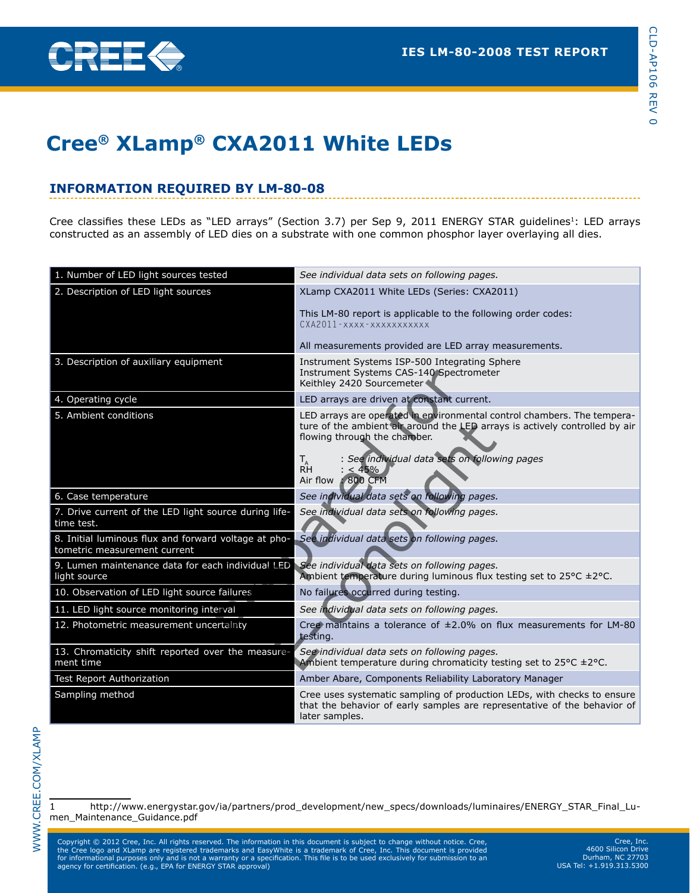# Cree® XLamp® CXA2011 White LEDs

IES LM-80-2008 TEST REPORT

## INFORMATION REQUIRED BY LM-80-08

Cree classifies these LEDs as "LED arrays" (Section 3.7) per Sep 9, 2011 ENERGY STAR guidelines[1]: LED arrays constructed as an assembly of LED dies on a substrate with one common phosphor layer overlaying all dies.

| | |
|---|---|
| 1. Number of LED light sources tested | *See individual data sets on following pages.* |
| 2. Description of LED light sources | XLamp CXA2011 White LEDs (Series: CXA2011)<br><br>This LM-80 report is applicable to the following order codes:<br>CXA2011-xxxx-xxxxxxxxxxx<br><br>All measurements provided are LED array measurements. |
| 3. Description of auxiliary equipment | Instrument Systems ISP-500 Integrating Sphere<br>Instrument Systems CAS-140 Spectrometer<br>Keithley 2420 Sourcemeter |
| 4. Operating cycle | LED arrays are driven at constant current. |
| 5. Ambient conditions | LED arrays are operated in environmental control chambers. The temperature of the ambient air around the LED arrays is actively controlled by air flowing through the chamber.<br><br>$T_A$ : *See individual data sets on following pages*<br>RH : < 45%<br>Air flow : 800 CFM |
| 6. Case temperature | *See individual data sets on following pages.* |
| 7. Drive current of the LED light source during lifetime test. | *See individual data sets on following pages.* |
| 8. Initial luminous flux and forward voltage at photometric measurement current | *See individual data sets on following pages.* |
| 9. Lumen maintenance data for each individual LED light source | *See individual data sets on following pages.*<br>Ambient temperature during luminous flux testing set to 25°C ±2°C. |
| 10. Observation of LED light source failures | No failures occurred during testing. |
| 11. LED light source monitoring interval | *See individual data sets on following pages.* |
| 12. Photometric measurement uncertainty | Cree maintains a tolerance of ±2.0% on flux measurements for LM-80 testing. |
| 13. Chromaticity shift reported over the measurement time | *See individual data sets on following pages.*<br>Ambient temperature during chromaticity testing set to 25°C ±2°C. |
| Test Report Authorization | Amber Abare, Components Reliability Laboratory Manager |
| Sampling method | Cree uses systematic sampling of production LEDs, with checks to ensure that the behavior of early samples are representative of the behavior of later samples. |

1 http://www.energystar.gov/ia/partners/prod_development/new_specs/downloads/luminaires/ENERGY_STAR_Final_Lumen_Maintenance_Guidance.pdf

Copyright © 2012 Cree, Inc. All rights reserved. The information in this document is subject to change without notice. Cree, the Cree logo and XLamp are registered trademarks and EasyWhite is a trademark of Cree, Inc. This document is provided for informational purposes only and is not a warranty or a specification. This file is to be used exclusively for submission to an agency for certification. (e.g., EPA for ENERGY STAR approval)

Cree, Inc.
4600 Silicon Drive
Durham, NC 27703
USA Tel: +1.919.313.5300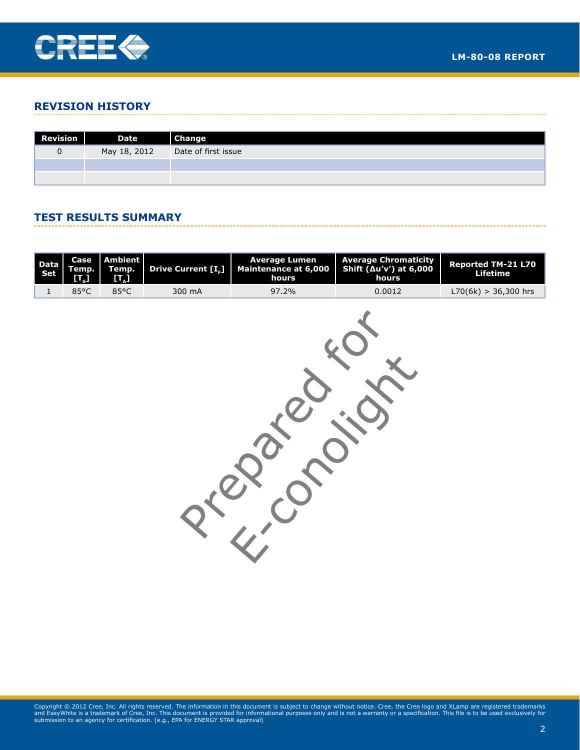## REVISION HISTORY

| Revision | Date | Change |
|---|---|---|
| 0 | May 18, 2012 | Date of first issue |
| | | |
| | | |

## TEST RESULTS SUMMARY

| Data Set | Case Temp. [$T_S$] | Ambient Temp. [$T_A$] | Drive Current [$I_F$] | Average Lumen Maintenance at 6,000 hours | Average Chromaticity Shift (Δu'v') at 6,000 hours | Reported TM-21 L70 Lifetime |
|---|---|---|---|---|---|---|
| 1 | 85°C | 85°C | 300 mA | 97.2% | 0.0012 | L70(6k) > 36,300 hrs |

Prepared for E-conolight

Copyright © 2012 Cree, Inc. All rights reserved. The information in this document is subject to change without notice. Cree, the Cree logo and XLamp are registered trademarks and EasyWhite is a trademark of Cree, Inc. This document is provided for informational purposes only and is not a warranty or a specification. This file is to be used exclusively for submission to an agency for certification. (e.g., EPA for ENERGY STAR approval)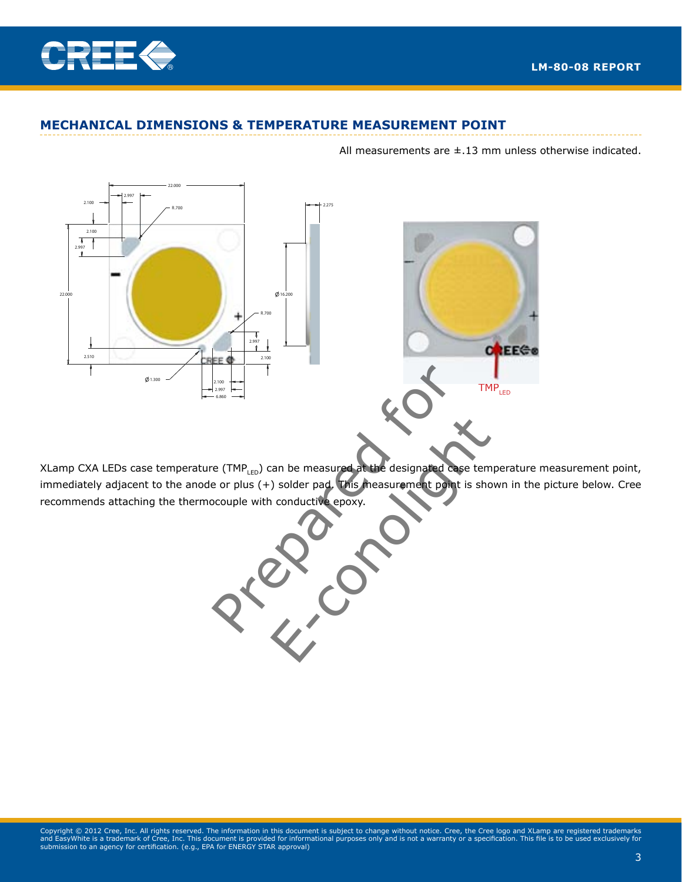## MECHANICAL DIMENSIONS & TEMPERATURE MEASUREMENT POINT

All measurements are ±.13 mm unless otherwise indicated.

XLamp CXA LEDs case temperature ($TMP_{LED}$) can be measured at the designated case temperature measurement point, immediately adjacent to the anode or plus (+) solder pad. This measurement point is shown in the picture below. Cree recommends attaching the thermocouple with conductive epoxy.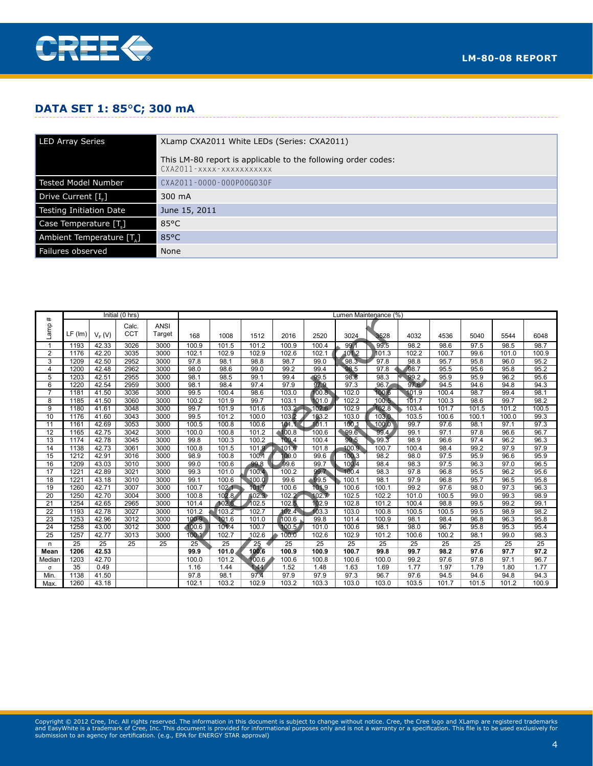## DATA SET 1: 85°C; 300 mA

| LED Array Series | XLamp CXA2011 White LEDs (Series: CXA2011)<br><br>This LM-80 report is applicable to the following order codes:<br>CXA2011-xxxx-xxxxxxxxxxx |
|---|---|
| Tested Model Number | CXA2011-0000-000P00G030F |
| Drive Current [$I_F$] | 300 mA |
| Testing Initiation Date | June 15, 2011 |
| Case Temperature [$T_S$] | 85°C |
| Ambient Temperature [$T_A$] | 85°C |
| Failures observed | None |

| Lamp # | Initial (0 hrs) | | | | Lumen Maintenance (%) | | | | | | | | | | | |
|---|---|---|---|---|---|---|---|---|---|---|---|---|---|---|---|---|
| | LF (lm) | $V_F$ (V) | Calc. CCT | ANSI Target | 168 | 1008 | 1512 | 2016 | 2520 | 3024 | 3528 | 4032 | 4536 | 5040 | 5544 | 6048 |
| 1 | 1193 | 42.33 | 3026 | 3000 | 100.9 | 101.5 | 101.2 | 100.9 | 100.4 | 99.1 | 99.5 | 98.2 | 98.6 | 97.5 | 98.5 | 98.7 |
| 2 | 1176 | 42.20 | 3035 | 3000 | 102.1 | 102.9 | 102.9 | 102.6 | 102.1 | 101.2 | 101.3 | 102.2 | 100.7 | 99.6 | 101.0 | 100.9 |
| 3 | 1209 | 42.50 | 2952 | 3000 | 97.8 | 98.1 | 98.8 | 98.7 | 99.0 | 98.3 | 97.8 | 98.8 | 95.7 | 95.8 | 96.0 | 95.2 |
| 4 | 1200 | 42.48 | 2962 | 3000 | 98.0 | 98.6 | 99.0 | 99.2 | 99.4 | 98.5 | 97.8 | 98.7 | 95.5 | 95.6 | 95.8 | 95.2 |
| 5 | 1203 | 42.51 | 2955 | 3000 | 98.1 | 98.5 | 99.1 | 99.4 | 99.5 | 98.8 | 98.3 | 99.2 | 95.9 | 95.9 | 96.2 | 95.6 |
| 6 | 1220 | 42.54 | 2959 | 3000 | 98.1 | 98.4 | 97.4 | 97.9 | 97.9 | 97.3 | 96.7 | 97.6 | 94.5 | 94.6 | 94.8 | 94.3 |
| 7 | 1181 | 41.50 | 3036 | 3000 | 99.5 | 100.4 | 98.6 | 103.0 | 100.8 | 102.0 | 100.6 | 101.9 | 100.4 | 98.7 | 99.4 | 98.1 |
| 8 | 1185 | 41.50 | 3060 | 3000 | 100.2 | 101.9 | 99.7 | 103.1 | 101.0 | 102.2 | 100.5 | 101.7 | 100.3 | 98.6 | 99.7 | 98.2 |
| 9 | 1180 | 41.61 | 3048 | 3000 | 99.7 | 101.9 | 101.6 | 103.2 | 102.6 | 102.9 | 102.8 | 103.4 | 101.7 | 101.5 | 101.2 | 100.5 |
| 10 | 1176 | 41.60 | 3043 | 3000 | 99.5 | 101.2 | 100.0 | 103.2 | 103.2 | 103.0 | 103.0 | 103.5 | 100.6 | 100.1 | 100.0 | 99.3 |
| 11 | 1161 | 42.69 | 3053 | 3000 | 100.5 | 100.8 | 100.6 | 101.1 | 101.1 | 100.1 | 100.0 | 99.7 | 97.6 | 98.1 | 97.1 | 97.3 |
| 12 | 1165 | 42.75 | 3042 | 3000 | 100.0 | 100.8 | 101.2 | 100.8 | 100.6 | 99.6 | 99.4 | 99.1 | 97.1 | 97.8 | 96.6 | 96.7 |
| 13 | 1174 | 42.78 | 3045 | 3000 | 99.8 | 100.3 | 100.2 | 100.4 | 100.4 | 99.5 | 99.3 | 98.9 | 96.6 | 97.4 | 96.2 | 96.3 |
| 14 | 1138 | 42.73 | 3061 | 3000 | 100.8 | 101.5 | 101.9 | 101.6 | 101.8 | 100.9 | 100.7 | 100.4 | 98.4 | 99.2 | 97.9 | 97.9 |
| 15 | 1212 | 42.91 | 3016 | 3000 | 98.9 | 100.8 | 100.1 | 100.0 | 99.6 | 100.3 | 98.2 | 98.0 | 97.5 | 95.9 | 96.6 | 95.9 |
| 16 | 1209 | 43.03 | 3010 | 3000 | 99.0 | 100.6 | 99.8 | 99.6 | 99.7 | 100.4 | 98.4 | 98.3 | 97.5 | 96.3 | 97.0 | 96.5 |
| 17 | 1221 | 42.89 | 3021 | 3000 | 99.3 | 101.0 | 100.4 | 100.2 | 99.7 | 100.4 | 98.3 | 97.8 | 96.8 | 95.5 | 96.2 | 95.6 |
| 18 | 1221 | 43.18 | 3010 | 3000 | 99.1 | 100.6 | 100.0 | 99.6 | 99.5 | 100.1 | 98.1 | 97.9 | 96.8 | 95.7 | 96.5 | 95.8 |
| 19 | 1260 | 42.71 | 3007 | 3000 | 100.7 | 102.1 | 101.7 | 100.6 | 101.9 | 100.6 | 100.1 | 99.2 | 97.6 | 98.0 | 97.3 | 96.3 |
| 20 | 1250 | 42.70 | 3004 | 3000 | 100.8 | 102.8 | 102.3 | 102.2 | 102.7 | 102.5 | 102.2 | 101.0 | 100.5 | 99.0 | 99.3 | 98.9 |
| 21 | 1254 | 42.65 | 2965 | 3000 | 101.4 | 102.6 | 102.5 | 102.5 | 102.9 | 102.8 | 101.2 | 100.4 | 98.8 | 99.5 | 99.2 | 99.1 |
| 22 | 1193 | 42.78 | 3027 | 3000 | 101.2 | 103.2 | 102.7 | 102.4 | 103.3 | 103.0 | 100.8 | 100.5 | 100.5 | 99.5 | 98.9 | 98.2 |
| 23 | 1253 | 42.96 | 3012 | 3000 | 100.9 | 101.6 | 101.0 | 100.6 | 99.8 | 101.4 | 100.9 | 98.1 | 98.4 | 96.8 | 96.3 | 95.8 |
| 24 | 1258 | 43.00 | 3012 | 3000 | 100.6 | 101.4 | 100.7 | 100.5 | 101.0 | 100.6 | 98.1 | 98.0 | 96.7 | 95.8 | 95.3 | 95.4 |
| 25 | 1257 | 42.77 | 3013 | 3000 | 100.1 | 102.7 | 102.6 | 100.0 | 102.6 | 102.9 | 101.2 | 100.6 | 100.2 | 98.1 | 99.0 | 98.3 |
| n | 25 | 25 | 25 | 25 | 25 | 25 | 25 | 25 | 25 | 25 | 25 | 25 | 25 | 25 | 25 | 25 |
| **Mean** | **1206** | **42.53** | | | **99.9** | **101.0** | **100.6** | **100.9** | **100.9** | **100.7** | **99.8** | **99.7** | **98.2** | **97.6** | **97.7** | **97.2** |
| Median | 1203 | 42.70 | | | 100.0 | 101.2 | 100.6 | 100.6 | 100.8 | 100.6 | 100.0 | 99.2 | 97.6 | 97.8 | 97.1 | 96.7 |
| σ | 35 | 0.49 | | | 1.16 | 1.44 | 1.44 | 1.52 | 1.48 | 1.63 | 1.69 | 1.77 | 1.97 | 1.79 | 1.80 | 1.77 |
| Min. | 1138 | 41.50 | | | 97.8 | 98.1 | 97.4 | 97.9 | 97.9 | 97.3 | 96.7 | 97.6 | 94.5 | 94.6 | 94.8 | 94.3 |
| Max. | 1260 | 43.18 | | | 102.1 | 103.2 | 102.9 | 103.2 | 103.3 | 103.0 | 103.0 | 103.5 | 101.7 | 101.5 | 101.2 | 100.9 |

Prepared for E-certification

Copyright © 2012 Cree, Inc. All rights reserved. The information in this document is subject to change without notice. Cree, the Cree logo and XLamp are registered trademarks and EasyWhite is a trademark of Cree, Inc. This document is provided for informational purposes only and is not a warranty or a specification. This file is to be used exclusively for submission to an agency for certification. (e.g., EPA for ENERGY STAR approval)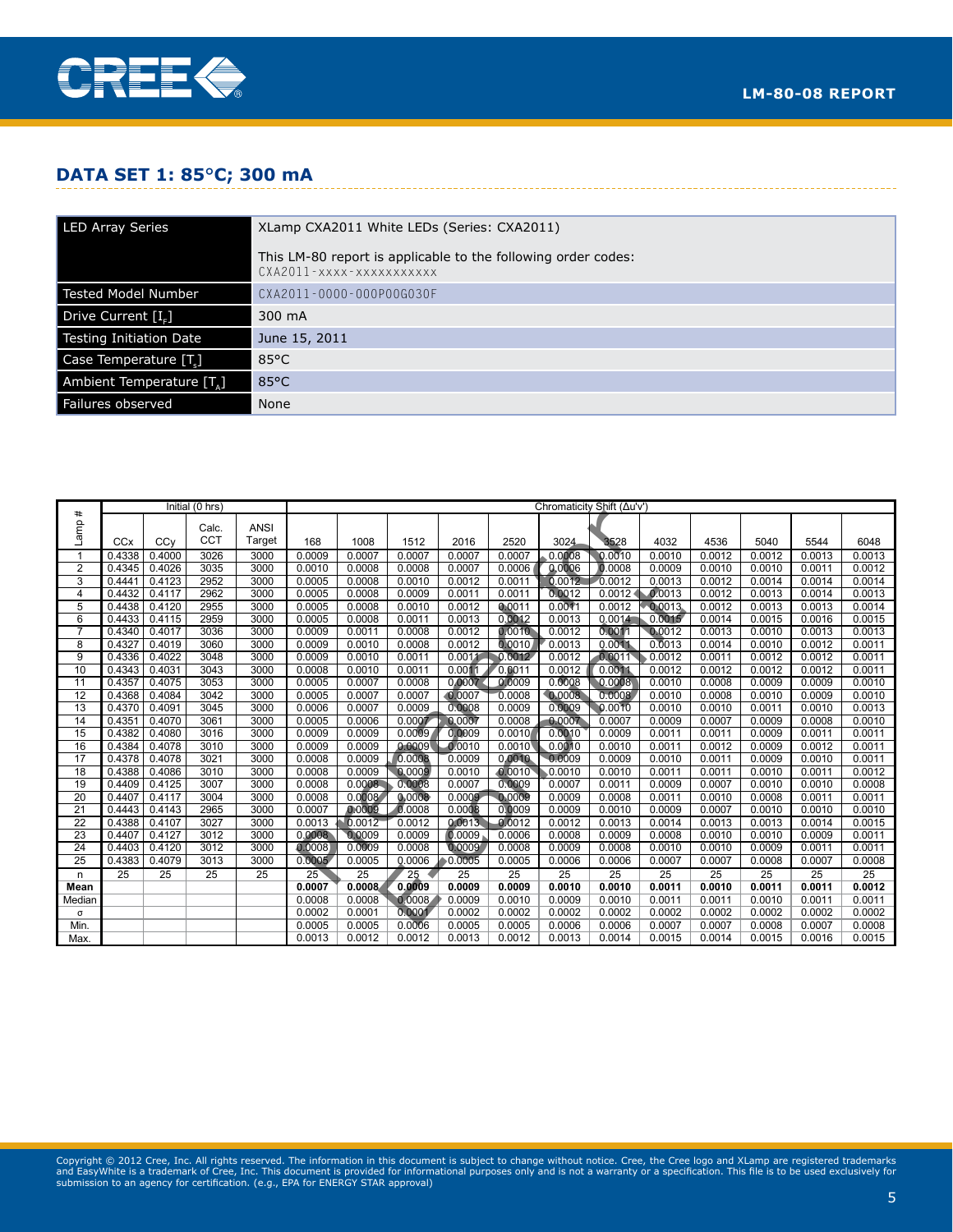## DATA SET 1: 85°C; 300 mA

| LED Array Series | XLamp CXA2011 White LEDs (Series: CXA2011)<br><br>This LM-80 report is applicable to the following order codes:<br>CXA2011-xxxx-xxxxxxxxxxx |
|---|---|
| Tested Model Number | CXA2011-0000-000P00G030F |
| Drive Current [$I_F$] | 300 mA |
| Testing Initiation Date | June 15, 2011 |
| Case Temperature [$T_s$] | 85°C |
| Ambient Temperature [$T_A$] | 85°C |
| Failures observed | None |

| Lamp # | Initial (0 hrs) | | | | Chromaticity Shift (Δu'v') | | | | | | | | | | | |
|---|---|---|---|---|---|---|---|---|---|---|---|---|---|---|---|---|
| | CCx | CCy | Calc. CCT | ANSI Target | 168 | 1008 | 1512 | 2016 | 2520 | 3024 | 3528 | 4032 | 4536 | 5040 | 5544 | 6048 |
| 1 | 0.4338 | 0.4000 | 3026 | 3000 | 0.0009 | 0.0007 | 0.0007 | 0.0007 | 0.0007 | 0.0008 | 0.0010 | 0.0010 | 0.0012 | 0.0012 | 0.0013 | 0.0013 |
| 2 | 0.4345 | 0.4026 | 3035 | 3000 | 0.0010 | 0.0008 | 0.0008 | 0.0007 | 0.0006 | 0.0006 | 0.0008 | 0.0009 | 0.0010 | 0.0010 | 0.0011 | 0.0012 |
| 3 | 0.4441 | 0.4123 | 2952 | 3000 | 0.0005 | 0.0008 | 0.0010 | 0.0012 | 0.0011 | 0.0012 | 0.0012 | 0.0013 | 0.0012 | 0.0014 | 0.0014 | 0.0014 |
| 4 | 0.4432 | 0.4117 | 2962 | 3000 | 0.0005 | 0.0008 | 0.0009 | 0.0011 | 0.0011 | 0.0012 | 0.0012 | 0.0013 | 0.0012 | 0.0013 | 0.0014 | 0.0013 |
| 5 | 0.4438 | 0.4120 | 2955 | 3000 | 0.0005 | 0.0008 | 0.0010 | 0.0012 | 0.0011 | 0.0011 | 0.0012 | 0.0013 | 0.0012 | 0.0013 | 0.0013 | 0.0014 |
| 6 | 0.4433 | 0.4115 | 2959 | 3000 | 0.0005 | 0.0008 | 0.0011 | 0.0013 | 0.0012 | 0.0013 | 0.0014 | 0.0015 | 0.0014 | 0.0015 | 0.0016 | 0.0015 |
| 7 | 0.4340 | 0.4017 | 3036 | 3000 | 0.0009 | 0.0011 | 0.0008 | 0.0012 | 0.0010 | 0.0012 | 0.0011 | 0.0012 | 0.0013 | 0.0010 | 0.0013 | 0.0013 |
| 8 | 0.4327 | 0.4019 | 3060 | 3000 | 0.0009 | 0.0010 | 0.0008 | 0.0012 | 0.0010 | 0.0013 | 0.0011 | 0.0013 | 0.0014 | 0.0010 | 0.0012 | 0.0011 |
| 9 | 0.4336 | 0.4022 | 3048 | 3000 | 0.0009 | 0.0010 | 0.0011 | 0.0011 | 0.0012 | 0.0012 | 0.0011 | 0.0012 | 0.0011 | 0.0012 | 0.0012 | 0.0011 |
| 10 | 0.4343 | 0.4031 | 3043 | 3000 | 0.0008 | 0.0010 | 0.0011 | 0.0011 | 0.0011 | 0.0012 | 0.0011 | 0.0012 | 0.0012 | 0.0012 | 0.0012 | 0.0011 |
| 11 | 0.4357 | 0.4075 | 3053 | 3000 | 0.0005 | 0.0007 | 0.0008 | 0.0007 | 0.0009 | 0.0008 | 0.0008 | 0.0010 | 0.0008 | 0.0009 | 0.0009 | 0.0010 |
| 12 | 0.4368 | 0.4084 | 3042 | 3000 | 0.0005 | 0.0007 | 0.0007 | 0.0007 | 0.0008 | 0.0008 | 0.0008 | 0.0010 | 0.0008 | 0.0010 | 0.0009 | 0.0010 |
| 13 | 0.4370 | 0.4091 | 3045 | 3000 | 0.0006 | 0.0007 | 0.0009 | 0.0008 | 0.0009 | 0.0009 | 0.0010 | 0.0010 | 0.0010 | 0.0011 | 0.0010 | 0.0013 |
| 14 | 0.4351 | 0.4070 | 3061 | 3000 | 0.0005 | 0.0006 | 0.0007 | 0.0007 | 0.0008 | 0.0007 | 0.0007 | 0.0009 | 0.0007 | 0.0009 | 0.0008 | 0.0010 |
| 15 | 0.4382 | 0.4080 | 3016 | 3000 | 0.0009 | 0.0009 | 0.0009 | 0.0009 | 0.0010 | 0.0010 | 0.0009 | 0.0011 | 0.0011 | 0.0009 | 0.0011 | 0.0011 |
| 16 | 0.4384 | 0.4078 | 3010 | 3000 | 0.0009 | 0.0009 | 0.0009 | 0.0010 | 0.0010 | 0.0010 | 0.0010 | 0.0011 | 0.0012 | 0.0009 | 0.0012 | 0.0011 |
| 17 | 0.4378 | 0.4078 | 3021 | 3000 | 0.0008 | 0.0009 | 0.0008 | 0.0009 | 0.0010 | 0.0009 | 0.0009 | 0.0010 | 0.0011 | 0.0009 | 0.0010 | 0.0011 |
| 18 | 0.4388 | 0.4086 | 3010 | 3000 | 0.0008 | 0.0009 | 0.0009 | 0.0010 | 0.0010 | 0.0010 | 0.0010 | 0.0011 | 0.0011 | 0.0010 | 0.0011 | 0.0012 |
| 19 | 0.4409 | 0.4125 | 3007 | 3000 | 0.0008 | 0.0008 | 0.0008 | 0.0007 | 0.0009 | 0.0007 | 0.0011 | 0.0009 | 0.0007 | 0.0010 | 0.0010 | 0.0008 |
| 20 | 0.4407 | 0.4117 | 3004 | 3000 | 0.0008 | 0.0008 | 0.0008 | 0.0009 | 0.0009 | 0.0009 | 0.0008 | 0.0011 | 0.0010 | 0.0008 | 0.0011 | 0.0011 |
| 21 | 0.4443 | 0.4143 | 2965 | 3000 | 0.0007 | 0.0009 | 0.0008 | 0.0008 | 0.0009 | 0.0009 | 0.0010 | 0.0009 | 0.0007 | 0.0010 | 0.0010 | 0.0010 |
| 22 | 0.4388 | 0.4107 | 3027 | 3000 | 0.0013 | 0.0012 | 0.0012 | 0.0013 | 0.0012 | 0.0012 | 0.0013 | 0.0014 | 0.0013 | 0.0013 | 0.0014 | 0.0015 |
| 23 | 0.4407 | 0.4127 | 3012 | 3000 | 0.0008 | 0.0009 | 0.0009 | 0.0009 | 0.0006 | 0.0008 | 0.0009 | 0.0008 | 0.0010 | 0.0010 | 0.0009 | 0.0011 |
| 24 | 0.4403 | 0.4120 | 3012 | 3000 | 0.0008 | 0.0009 | 0.0008 | 0.0009 | 0.0008 | 0.0009 | 0.0008 | 0.0010 | 0.0010 | 0.0009 | 0.0011 | 0.0011 |
| 25 | 0.4383 | 0.4079 | 3013 | 3000 | 0.0005 | 0.0005 | 0.0006 | 0.0005 | 0.0005 | 0.0006 | 0.0006 | 0.0007 | 0.0007 | 0.0008 | 0.0007 | 0.0008 |
| n | 25 | 25 | 25 | 25 | 25 | 25 | 25 | 25 | 25 | 25 | 25 | 25 | 25 | 25 | 25 | 25 |
| **Mean** | | | | | **0.0007** | **0.0008** | **0.0009** | **0.0009** | **0.0009** | **0.0010** | **0.0010** | **0.0011** | **0.0010** | **0.0011** | **0.0011** | **0.0012** |
| Median | | | | | 0.0008 | 0.0008 | 0.0009 | 0.0009 | 0.0010 | 0.0009 | 0.0010 | 0.0011 | 0.0011 | 0.0010 | 0.0011 | 0.0011 |
| σ | | | | | 0.0002 | 0.0001 | 0.0001 | 0.0002 | 0.0002 | 0.0002 | 0.0002 | 0.0002 | 0.0002 | 0.0002 | 0.0002 | 0.0002 |
| Min. | | | | | 0.0005 | 0.0005 | 0.0006 | 0.0005 | 0.0005 | 0.0006 | 0.0006 | 0.0007 | 0.0007 | 0.0008 | 0.0007 | 0.0008 |
| Max. | | | | | 0.0013 | 0.0012 | 0.0012 | 0.0013 | 0.0012 | 0.0013 | 0.0014 | 0.0015 | 0.0014 | 0.0015 | 0.0016 | 0.0015 |

Copyright © 2012 Cree, Inc. All rights reserved. The information in this document is subject to change without notice. Cree, the Cree logo and XLamp are registered trademarks and EasyWhite is a trademark of Cree, Inc. This document is provided for informational purposes only and is not a warranty or a specification. This file is to be used exclusively for submission to an agency for certification. (e.g., EPA for ENERGY STAR approval)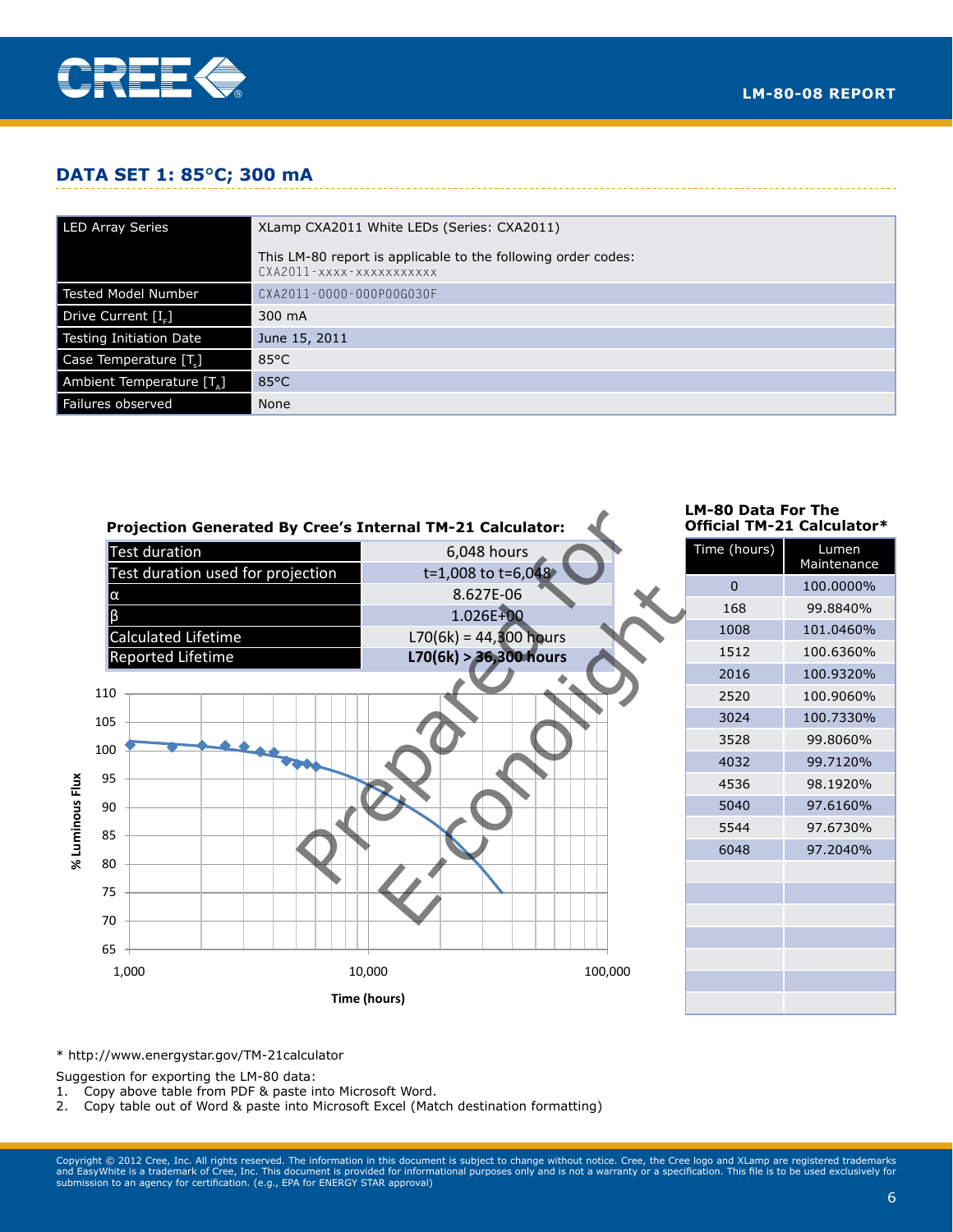## DATA SET 1: 85°C; 300 mA

| | |
|---|---|
| LED Array Series | XLamp CXA2011 White LEDs (Series: CXA2011)<br><br>This LM-80 report is applicable to the following order codes:<br>CXA2011-xxxx-xxxxxxxxxxx |
| Tested Model Number | CXA2011-0000-000P00G030F |
| Drive Current [$I_F$] | 300 mA |
| Testing Initiation Date | June 15, 2011 |
| Case Temperature [$T_S$] | 85°C |
| Ambient Temperature [$T_A$] | 85°C |
| Failures observed | None |

**Projection Generated By Cree's Internal TM-21 Calculator:**

| | |
|---|---|
| Test duration | 6,048 hours |
| Test duration used for projection | t=1,008 to t=6,048 |
| α | 8.627E-06 |
| β | 1.026E+00 |
| Calculated Lifetime | L70(6k) = 44,300 hours |
| Reported Lifetime | **L70(6k) > 36,300 hours** |

% Luminous Flux

110
105
100
95
90
85
80
75
70
65

1,000
10,000
100,000

Time (hours)

Prepared for E-conolight

**LM-80 Data For The Official TM-21 Calculator***

| Time (hours) | Lumen Maintenance |
|---|---|
| 0 | 100.0000% |
| 168 | 99.8840% |
| 1008 | 101.0460% |
| 1512 | 100.6360% |
| 2016 | 100.9320% |
| 2520 | 100.9060% |
| 3024 | 100.7330% |
| 3528 | 99.8060% |
| 4032 | 99.7120% |
| 4536 | 98.1920% |
| 5040 | 97.6160% |
| 5544 | 97.6730% |
| 6048 | 97.2040% |

\* http://www.energystar.gov/TM-21calculator

Suggestion for exporting the LM-80 data:

1. Copy above table from PDF & paste into Microsoft Word.
2. Copy table out of Word & paste into Microsoft Excel (Match destination formatting)

Copyright © 2012 Cree, Inc. All rights reserved. The information in this document is subject to change without notice. Cree, the Cree logo and XLamp are registered trademarks and EasyWhite is a trademark of Cree, Inc. This document is provided for informational purposes only and is not a warranty or a specification. This file is to be used exclusively for submission to an agency for certification. (e.g., EPA for ENERGY STAR approval)